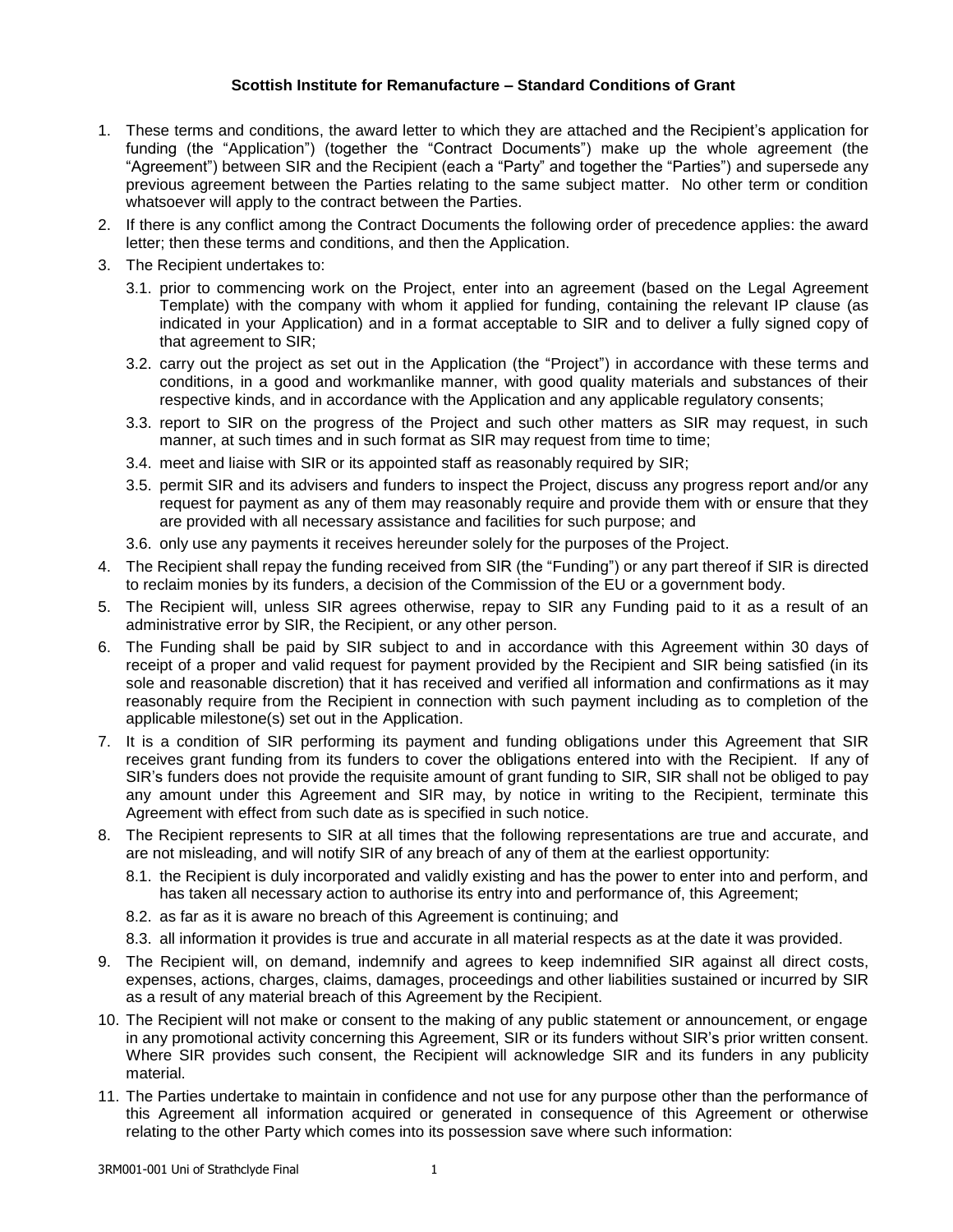**Scottish Institute for Remanufacture – Standard Conditions of Grant**

1. These terms and conditions, the award letter to which they are attached and the Recipient's application for funding (the "Application") (together the "Contract Documents") make up the whole agreement (the "Agreement") between SIR and the Recipient (each a "Party" and together the "Parties") and supersede any previous agreement between the Parties relating to the same subject matter. No other term or condition whatsoever will apply to the contract between the Parties.
2. If there is any conflict among the Contract Documents the following order of precedence applies: the award letter; then these terms and conditions, and then the Application.
3. The Recipient undertakes to:
   - 3.1. prior to commencing work on the Project, enter into an agreement (based on the Legal Agreement Template) with the company with whom it applied for funding, containing the relevant IP clause (as indicated in your Application) and in a format acceptable to SIR and to deliver a fully signed copy of that agreement to SIR;
   - 3.2. carry out the project as set out in the Application (the "Project") in accordance with these terms and conditions, in a good and workmanlike manner, with good quality materials and substances of their respective kinds, and in accordance with the Application and any applicable regulatory consents;
   - 3.3. report to SIR on the progress of the Project and such other matters as SIR may request, in such manner, at such times and in such format as SIR may request from time to time;
   - 3.4. meet and liaise with SIR or its appointed staff as reasonably required by SIR;
   - 3.5. permit SIR and its advisers and funders to inspect the Project, discuss any progress report and/or any request for payment as any of them may reasonably require and provide them with or ensure that they are provided with all necessary assistance and facilities for such purpose; and
   - 3.6. only use any payments it receives hereunder solely for the purposes of the Project.
4. The Recipient shall repay the funding received from SIR (the "Funding") or any part thereof if SIR is directed to reclaim monies by its funders, a decision of the Commission of the EU or a government body.
5. The Recipient will, unless SIR agrees otherwise, repay to SIR any Funding paid to it as a result of an administrative error by SIR, the Recipient, or any other person.
6. The Funding shall be paid by SIR subject to and in accordance with this Agreement within 30 days of receipt of a proper and valid request for payment provided by the Recipient and SIR being satisfied (in its sole and reasonable discretion) that it has received and verified all information and confirmations as it may reasonably require from the Recipient in connection with such payment including as to completion of the applicable milestone(s) set out in the Application.
7. It is a condition of SIR performing its payment and funding obligations under this Agreement that SIR receives grant funding from its funders to cover the obligations entered into with the Recipient. If any of SIR's funders does not provide the requisite amount of grant funding to SIR, SIR shall not be obliged to pay any amount under this Agreement and SIR may, by notice in writing to the Recipient, terminate this Agreement with effect from such date as is specified in such notice.
8. The Recipient represents to SIR at all times that the following representations are true and accurate, and are not misleading, and will notify SIR of any breach of any of them at the earliest opportunity:
   - 8.1. the Recipient is duly incorporated and validly existing and has the power to enter into and perform, and has taken all necessary action to authorise its entry into and performance of, this Agreement;
   - 8.2. as far as it is aware no breach of this Agreement is continuing; and
   - 8.3. all information it provides is true and accurate in all material respects as at the date it was provided.
9. The Recipient will, on demand, indemnify and agrees to keep indemnified SIR against all direct costs, expenses, actions, charges, claims, damages, proceedings and other liabilities sustained or incurred by SIR as a result of any material breach of this Agreement by the Recipient.
10. The Recipient will not make or consent to the making of any public statement or announcement, or engage in any promotional activity concerning this Agreement, SIR or its funders without SIR's prior written consent. Where SIR provides such consent, the Recipient will acknowledge SIR and its funders in any publicity material.
11. The Parties undertake to maintain in confidence and not use for any purpose other than the performance of this Agreement all information acquired or generated in consequence of this Agreement or otherwise relating to the other Party which comes into its possession save where such information: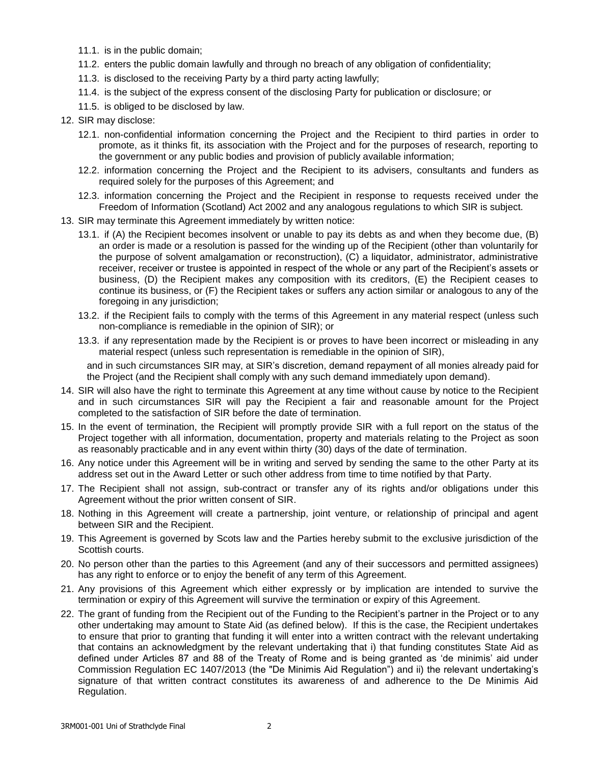11.1. is in the public domain;

11.2. enters the public domain lawfully and through no breach of any obligation of confidentiality;

11.3. is disclosed to the receiving Party by a third party acting lawfully;

11.4. is the subject of the express consent of the disclosing Party for publication or disclosure; or

11.5. is obliged to be disclosed by law.

12. SIR may disclose:

    12.1. non-confidential information concerning the Project and the Recipient to third parties in order to promote, as it thinks fit, its association with the Project and for the purposes of research, reporting to the government or any public bodies and provision of publicly available information;

    12.2. information concerning the Project and the Recipient to its advisers, consultants and funders as required solely for the purposes of this Agreement; and

    12.3. information concerning the Project and the Recipient in response to requests received under the Freedom of Information (Scotland) Act 2002 and any analogous regulations to which SIR is subject.

13. SIR may terminate this Agreement immediately by written notice:

    13.1. if (A) the Recipient becomes insolvent or unable to pay its debts as and when they become due, (B) an order is made or a resolution is passed for the winding up of the Recipient (other than voluntarily for the purpose of solvent amalgamation or reconstruction), (C) a liquidator, administrator, administrative receiver, receiver or trustee is appointed in respect of the whole or any part of the Recipient's assets or business, (D) the Recipient makes any composition with its creditors, (E) the Recipient ceases to continue its business, or (F) the Recipient takes or suffers any action similar or analogous to any of the foregoing in any jurisdiction;

    13.2. if the Recipient fails to comply with the terms of this Agreement in any material respect (unless such non-compliance is remediable in the opinion of SIR); or

    13.3. if any representation made by the Recipient is or proves to have been incorrect or misleading in any material respect (unless such representation is remediable in the opinion of SIR),

    and in such circumstances SIR may, at SIR's discretion, demand repayment of all monies already paid for the Project (and the Recipient shall comply with any such demand immediately upon demand).

14. SIR will also have the right to terminate this Agreement at any time without cause by notice to the Recipient and in such circumstances SIR will pay the Recipient a fair and reasonable amount for the Project completed to the satisfaction of SIR before the date of termination.

15. In the event of termination, the Recipient will promptly provide SIR with a full report on the status of the Project together with all information, documentation, property and materials relating to the Project as soon as reasonably practicable and in any event within thirty (30) days of the date of termination.

16. Any notice under this Agreement will be in writing and served by sending the same to the other Party at its address set out in the Award Letter or such other address from time to time notified by that Party.

17. The Recipient shall not assign, sub-contract or transfer any of its rights and/or obligations under this Agreement without the prior written consent of SIR.

18. Nothing in this Agreement will create a partnership, joint venture, or relationship of principal and agent between SIR and the Recipient.

19. This Agreement is governed by Scots law and the Parties hereby submit to the exclusive jurisdiction of the Scottish courts.

20. No person other than the parties to this Agreement (and any of their successors and permitted assignees) has any right to enforce or to enjoy the benefit of any term of this Agreement.

21. Any provisions of this Agreement which either expressly or by implication are intended to survive the termination or expiry of this Agreement will survive the termination or expiry of this Agreement.

22. The grant of funding from the Recipient out of the Funding to the Recipient's partner in the Project or to any other undertaking may amount to State Aid (as defined below). If this is the case, the Recipient undertakes to ensure that prior to granting that funding it will enter into a written contract with the relevant undertaking that contains an acknowledgment by the relevant undertaking that i) that funding constitutes State Aid as defined under Articles 87 and 88 of the Treaty of Rome and is being granted as 'de minimis' aid under Commission Regulation EC 1407/2013 (the "De Minimis Aid Regulation") and ii) the relevant undertaking's signature of that written contract constitutes its awareness of and adherence to the De Minimis Aid Regulation.

3RM001-001 Uni of Strathclyde Final